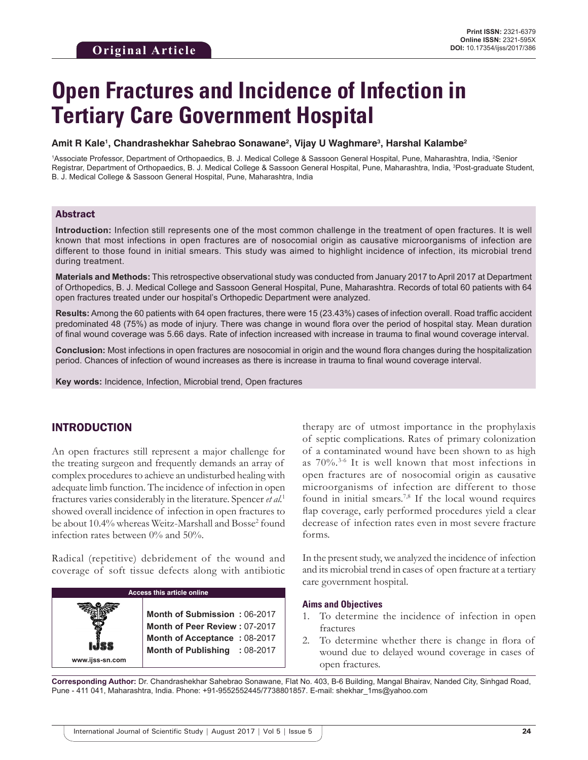Original Article

Print ISSN: 2321-6379
Online ISSN: 2321-595X
DOI: 10.17354/ijss/2017/386

# Open Fractures and Incidence of Infection in Tertiary Care Government Hospital

**Amit R Kale[1], Chandrashekhar Sahebrao Sonawane[2], Vijay U Waghmare[3], Harshal Kalambe[2]**

[1]Associate Professor, Department of Orthopaedics, B. J. Medical College & Sassoon General Hospital, Pune, Maharashtra, India, [2]Senior Registrar, Department of Orthopaedics, B. J. Medical College & Sassoon General Hospital, Pune, Maharashtra, India, [3]Post-graduate Student, B. J. Medical College & Sassoon General Hospital, Pune, Maharashtra, India

## Abstract

**Introduction:** Infection still represents one of the most common challenge in the treatment of open fractures. It is well known that most infections in open fractures are of nosocomial origin as causative microorganisms of infection are different to those found in initial smears. This study was aimed to highlight incidence of infection, its microbial trend during treatment.

**Materials and Methods:** This retrospective observational study was conducted from January 2017 to April 2017 at Department of Orthopedics, B. J. Medical College and Sassoon General Hospital, Pune, Maharashtra. Records of total 60 patients with 64 open fractures treated under our hospital's Orthopedic Department were analyzed.

**Results:** Among the 60 patients with 64 open fractures, there were 15 (23.43%) cases of infection overall. Road traffic accident predominated 48 (75%) as mode of injury. There was change in wound flora over the period of hospital stay. Mean duration of final wound coverage was 5.66 days. Rate of infection increased with increase in trauma to final wound coverage interval.

**Conclusion:** Most infections in open fractures are nosocomial in origin and the wound flora changes during the hospitalization period. Chances of infection of wound increases as there is increase in trauma to final wound coverage interval.

**Key words:** Incidence, Infection, Microbial trend, Open fractures

## INTRODUCTION

An open fractures still represent a major challenge for the treating surgeon and frequently demands an array of complex procedures to achieve an undisturbed healing with adequate limb function. The incidence of infection in open fractures varies considerably in the literature. Spencer *et al.*[1] showed overall incidence of infection in open fractures to be about 10.4% whereas Weitz-Marshall and Bosse[2] found infection rates between 0% and 50%.

Radical (repetitive) debridement of the wound and coverage of soft tissue defects along with antibiotic therapy are of utmost importance in the prophylaxis of septic complications. Rates of primary colonization of a contaminated wound have been shown to as high as 70%.[3-6] It is well known that most infections in open fractures are of nosocomial origin as causative microorganisms of infection are different to those found in initial smears.[7,8] If the local wound requires flap coverage, early performed procedures yield a clear decrease of infection rates even in most severe fracture forms.

In the present study, we analyzed the incidence of infection and its microbial trend in cases of open fracture at a tertiary care government hospital.

### Aims and Objectives

1. To determine the incidence of infection in open fractures
2. To determine whether there is change in flora of wound due to delayed wound coverage in cases of open fractures.

Access this article online

www.ijss-sn.com

**Month of Submission :** 06-2017
**Month of Peer Review :** 07-2017
**Month of Acceptance :** 08-2017
**Month of Publishing :** 08-2017

**Corresponding Author:** Dr. Chandrashekhar Sahebrao Sonawane, Flat No. 403, B-6 Building, Mangal Bhairav, Nanded City, Sinhgad Road, Pune - 411 041, Maharashtra, India. Phone: +91-9552552445/7738801857. E-mail: shekhar_1ms@yahoo.com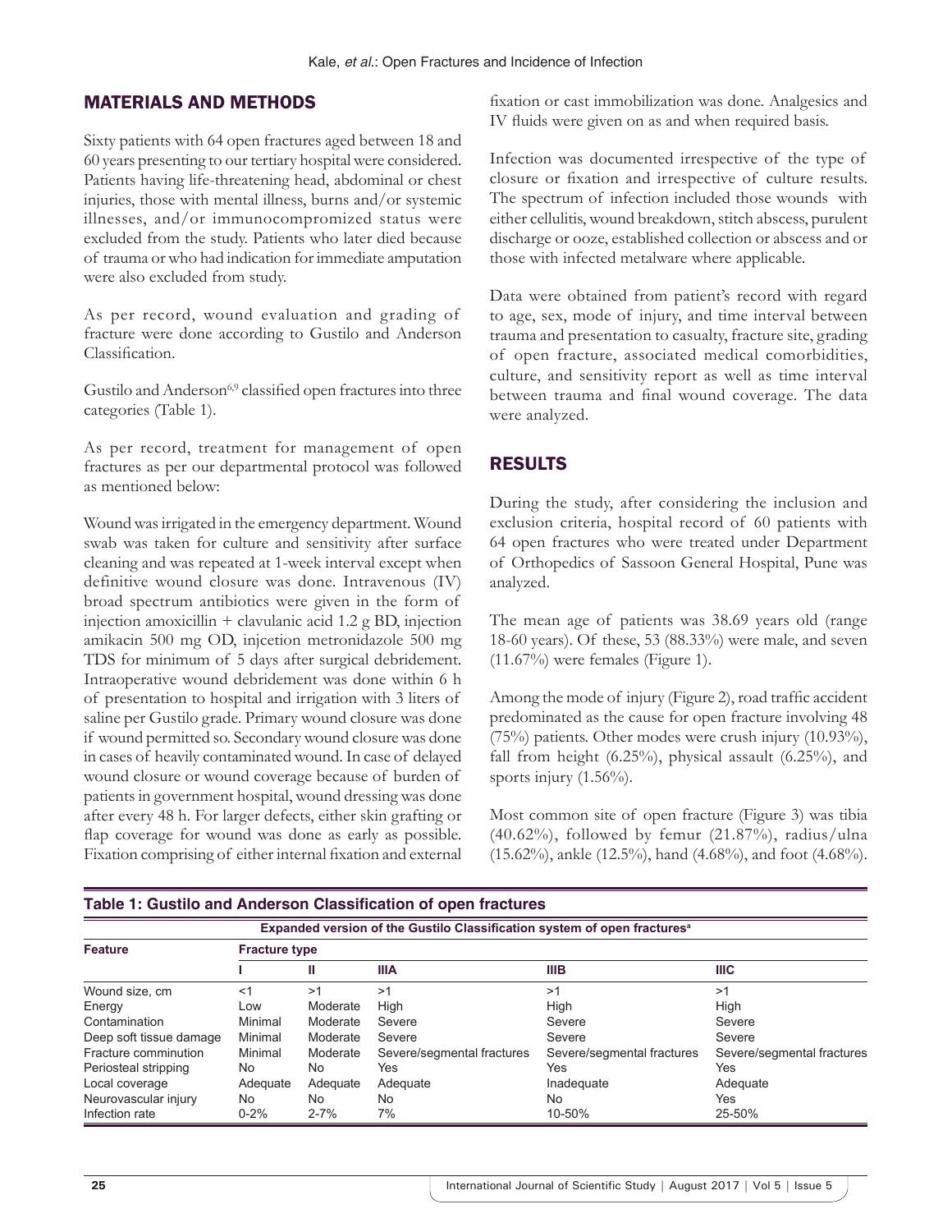## MATERIALS AND METHODS

Sixty patients with 64 open fractures aged between 18 and 60 years presenting to our tertiary hospital were considered. Patients having life-threatening head, abdominal or chest injuries, those with mental illness, burns and/or systemic illnesses, and/or immunocompromized status were excluded from the study. Patients who later died because of trauma or who had indication for immediate amputation were also excluded from study.

As per record, wound evaluation and grading of fracture were done according to Gustilo and Anderson Classification.

Gustilo and Anderson[6,9] classified open fractures into three categories (Table 1).

As per record, treatment for management of open fractures as per our departmental protocol was followed as mentioned below:

Wound was irrigated in the emergency department. Wound swab was taken for culture and sensitivity after surface cleaning and was repeated at 1-week interval except when definitive wound closure was done. Intravenous (IV) broad spectrum antibiotics were given in the form of injection amoxicillin + clavulanic acid 1.2 g BD, injection amikacin 500 mg OD, injcetion metronidazole 500 mg TDS for minimum of 5 days after surgical debridement. Intraoperative wound debridement was done within 6 h of presentation to hospital and irrigation with 3 liters of saline per Gustilo grade. Primary wound closure was done if wound permitted so. Secondary wound closure was done in cases of heavily contaminated wound. In case of delayed wound closure or wound coverage because of burden of patients in government hospital, wound dressing was done after every 48 h. For larger defects, either skin grafting or flap coverage for wound was done as early as possible. Fixation comprising of either internal fixation and external fixation or cast immobilization was done. Analgesics and IV fluids were given on as and when required basis.

Infection was documented irrespective of the type of closure or fixation and irrespective of culture results. The spectrum of infection included those wounds with either cellulitis, wound breakdown, stitch abscess, purulent discharge or ooze, established collection or abscess and or those with infected metalware where applicable.

Data were obtained from patient's record with regard to age, sex, mode of injury, and time interval between trauma and presentation to casualty, fracture site, grading of open fracture, associated medical comorbidities, culture, and sensitivity report as well as time interval between trauma and final wound coverage. The data were analyzed.

## RESULTS

During the study, after considering the inclusion and exclusion criteria, hospital record of 60 patients with 64 open fractures who were treated under Department of Orthopedics of Sassoon General Hospital, Pune was analyzed.

The mean age of patients was 38.69 years old (range 18-60 years). Of these, 53 (88.33%) were male, and seven (11.67%) were females (Figure 1).

Among the mode of injury (Figure 2), road traffic accident predominated as the cause for open fracture involving 48 (75%) patients. Other modes were crush injury (10.93%), fall from height (6.25%), physical assault (6.25%), and sports injury (1.56%).

Most common site of open fracture (Figure 3) was tibia (40.62%), followed by femur (21.87%), radius/ulna (15.62%), ankle (12.5%), hand (4.68%), and foot (4.68%).

**Table 1: Gustilo and Anderson Classification of open fractures**

| Expanded version of the Gustilo Classification system of open fractures[a] | | | | | |
|---|---|---|---|---|---|
| **Feature** | **Fracture type** | | | | |
| | **I** | **II** | **IIIA** | **IIIB** | **IIIC** |
| Wound size, cm | <1 | >1 | >1 | >1 | >1 |
| Energy | Low | Moderate | High | High | High |
| Contamination | Minimal | Moderate | Severe | Severe | Severe |
| Deep soft tissue damage | Minimal | Moderate | Severe | Severe | Severe |
| Fracture comminution | Minimal | Moderate | Severe/segmental fractures | Severe/segmental fractures | Severe/segmental fractures |
| Periosteal stripping | No | No | Yes | Yes | Yes |
| Local coverage | Adequate | Adequate | Adequate | Inadequate | Adequate |
| Neurovascular injury | No | No | No | No | Yes |
| Infection rate | 0-2% | 2-7% | 7% | 10-50% | 25-50% |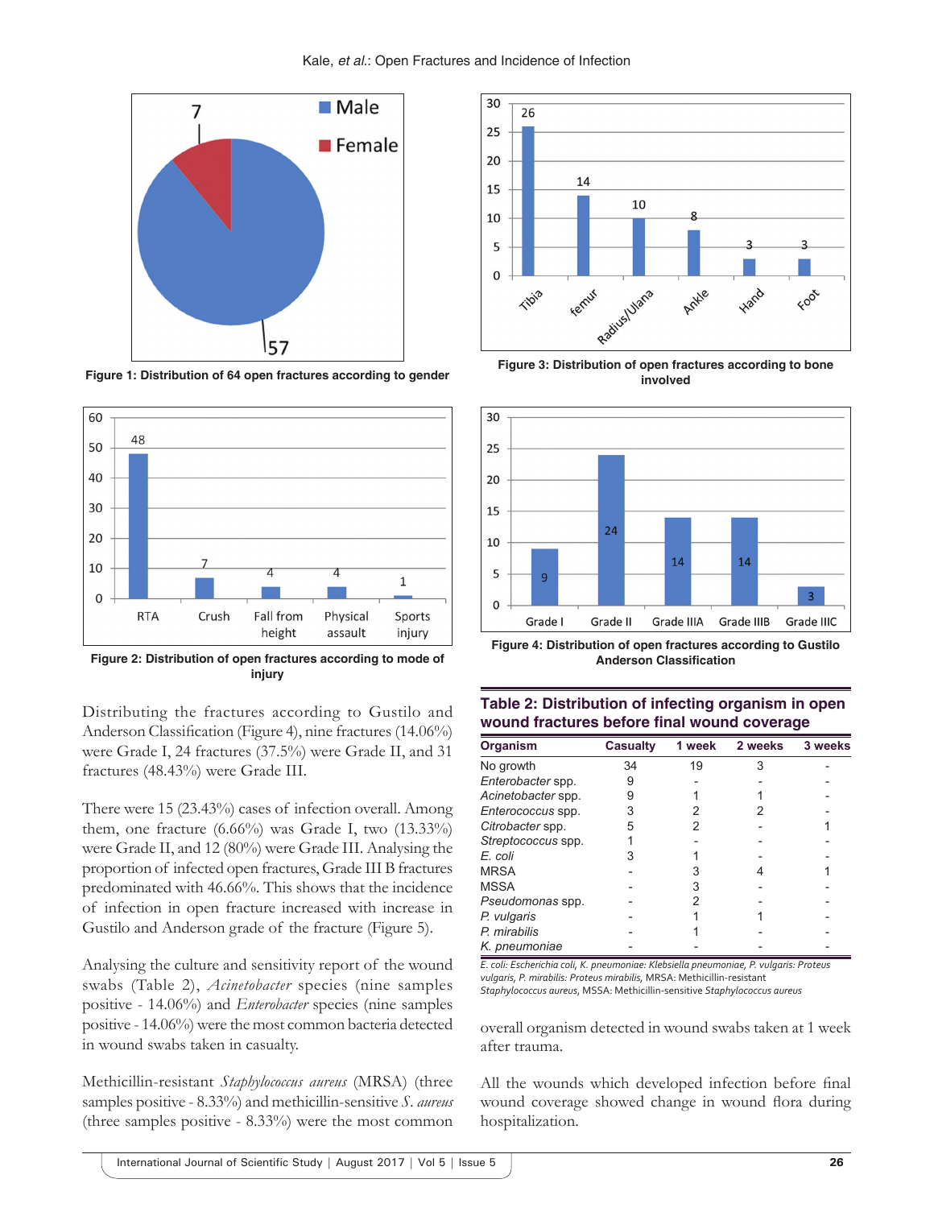Figure 1: Distribution of 64 open fractures according to gender

Figure 2: Distribution of open fractures according to mode of injury

Figure 3: Distribution of open fractures according to bone involved

Figure 4: Distribution of open fractures according to Gustilo Anderson Classification

Distributing the fractures according to Gustilo and Anderson Classification (Figure 4), nine fractures (14.06%) were Grade I, 24 fractures (37.5%) were Grade II, and 31 fractures (48.43%) were Grade III.

There were 15 (23.43%) cases of infection overall. Among them, one fracture (6.66%) was Grade I, two (13.33%) were Grade II, and 12 (80%) were Grade III. Analysing the proportion of infected open fractures, Grade III B fractures predominated with 46.66%. This shows that the incidence of infection in open fracture increased with increase in Gustilo and Anderson grade of the fracture (Figure 5).

Analysing the culture and sensitivity report of the wound swabs (Table 2), *Acinetobacter* species (nine samples positive - 14.06%) and *Enterobacter* species (nine samples positive - 14.06%) were the most common bacteria detected in wound swabs taken in casualty.

Methicillin-resistant *Staphylococcus aureus* (MRSA) (three samples positive - 8.33%) and methicillin-sensitive *S. aureus* (three samples positive - 8.33%) were the most common overall organism detected in wound swabs taken at 1 week after trauma.

All the wounds which developed infection before final wound coverage showed change in wound flora during hospitalization.

**Table 2: Distribution of infecting organism in open wound fractures before final wound coverage**

| Organism | Casualty | 1 week | 2 weeks | 3 weeks |
|---|---|---|---|---|
| No growth | 34 | 19 | 3 | - |
| *Enterobacter* spp. | 9 | - | - | - |
| *Acinetobacter* spp. | 9 | 1 | 1 | - |
| *Enterococcus* spp. | 3 | 2 | 2 | - |
| *Citrobacter* spp. | 5 | 2 | - | 1 |
| *Streptococcus* spp. | 1 | - | - | - |
| *E. coli* | 3 | 1 | - | - |
| MRSA | - | 3 | 4 | 1 |
| MSSA | - | 3 | - | - |
| *Pseudomonas* spp. | - | 2 | - | - |
| *P. vulgaris* | - | 1 | 1 | - |
| *P. mirabilis* | - | 1 | - | - |
| *K. pneumoniae* | - | - | - | - |

*E. coli: Escherichia coli, K. pneumoniae: Klebsiella pneumoniae, P. vulgaris: Proteus vulgaris, P. mirabilis: Proteus mirabilis,* MRSA: Methicillin-resistant *Staphylococcus aureus,* MSSA: Methicillin-sensitive *Staphylococcus aureus*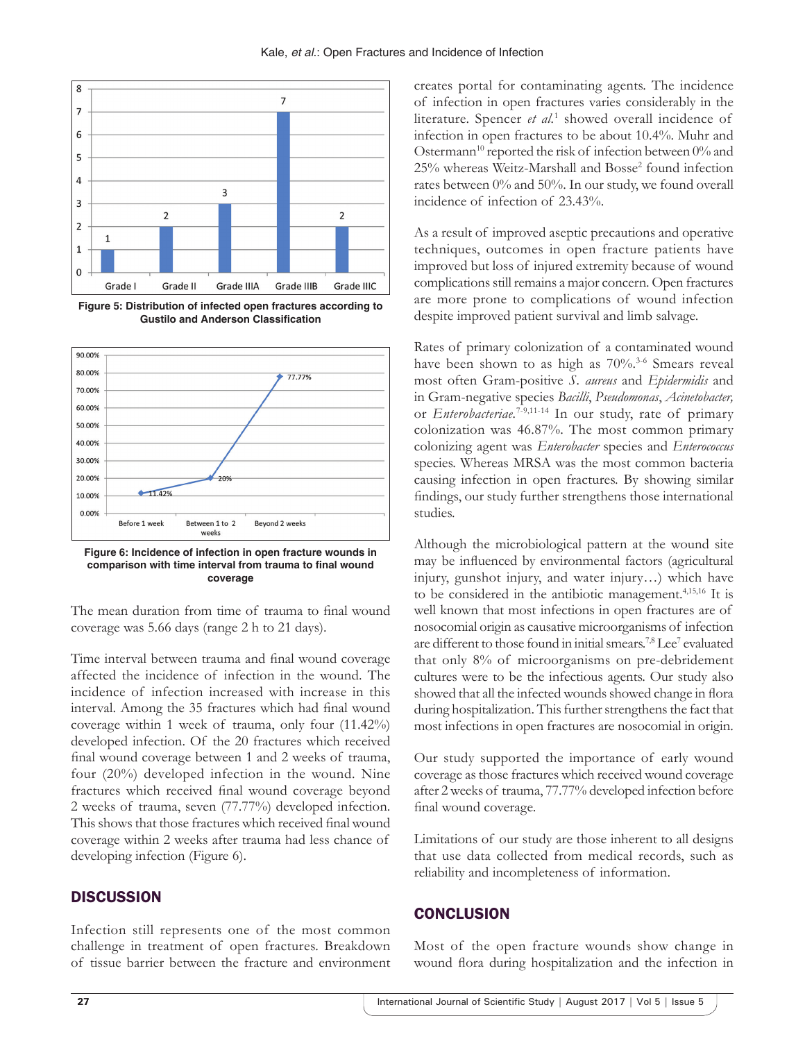Figure 5: Distribution of infected open fractures according to Gustilo and Anderson Classification

Figure 6: Incidence of infection in open fracture wounds in comparison with time interval from trauma to final wound coverage

The mean duration from time of trauma to final wound coverage was 5.66 days (range 2 h to 21 days).

Time interval between trauma and final wound coverage affected the incidence of infection in the wound. The incidence of infection increased with increase in this interval. Among the 35 fractures which had final wound coverage within 1 week of trauma, only four (11.42%) developed infection. Of the 20 fractures which received final wound coverage between 1 and 2 weeks of trauma, four (20%) developed infection in the wound. Nine fractures which received final wound coverage beyond 2 weeks of trauma, seven (77.77%) developed infection. This shows that those fractures which received final wound coverage within 2 weeks after trauma had less chance of developing infection (Figure 6).

## DISCUSSION

Infection still represents one of the most common challenge in treatment of open fractures. Breakdown of tissue barrier between the fracture and environment creates portal for contaminating agents. The incidence of infection in open fractures varies considerably in the literature. Spencer *et al.*[1] showed overall incidence of infection in open fractures to be about 10.4%. Muhr and Ostermann[10] reported the risk of infection between 0% and 25% whereas Weitz-Marshall and Bosse[2] found infection rates between 0% and 50%. In our study, we found overall incidence of infection of 23.43%.

As a result of improved aseptic precautions and operative techniques, outcomes in open fracture patients have improved but loss of injured extremity because of wound complications still remains a major concern. Open fractures are more prone to complications of wound infection despite improved patient survival and limb salvage.

Rates of primary colonization of a contaminated wound have been shown to as high as 70%.[3-6] Smears reveal most often Gram-positive *S. aureus* and *Epidermidis* and in Gram-negative species *Bacilli*, *Pseudomonas*, *Acinetobacter,* or *Enterobacteriae*.[7-9,11-14] In our study, rate of primary colonization was 46.87%. The most common primary colonizing agent was *Enterobacter* species and *Enterococcus* species. Whereas MRSA was the most common bacteria causing infection in open fractures. By showing similar findings, our study further strengthens those international studies.

Although the microbiological pattern at the wound site may be influenced by environmental factors (agricultural injury, gunshot injury, and water injury…) which have to be considered in the antibiotic management.[4,15,16] It is well known that most infections in open fractures are of nosocomial origin as causative microorganisms of infection are different to those found in initial smears.[7,8] Lee[7] evaluated that only 8% of microorganisms on pre-debridement cultures were to be the infectious agents. Our study also showed that all the infected wounds showed change in flora during hospitalization. This further strengthens the fact that most infections in open fractures are nosocomial in origin.

Our study supported the importance of early wound coverage as those fractures which received wound coverage after 2 weeks of trauma, 77.77% developed infection before final wound coverage.

Limitations of our study are those inherent to all designs that use data collected from medical records, such as reliability and incompleteness of information.

## CONCLUSION

Most of the open fracture wounds show change in wound flora during hospitalization and the infection in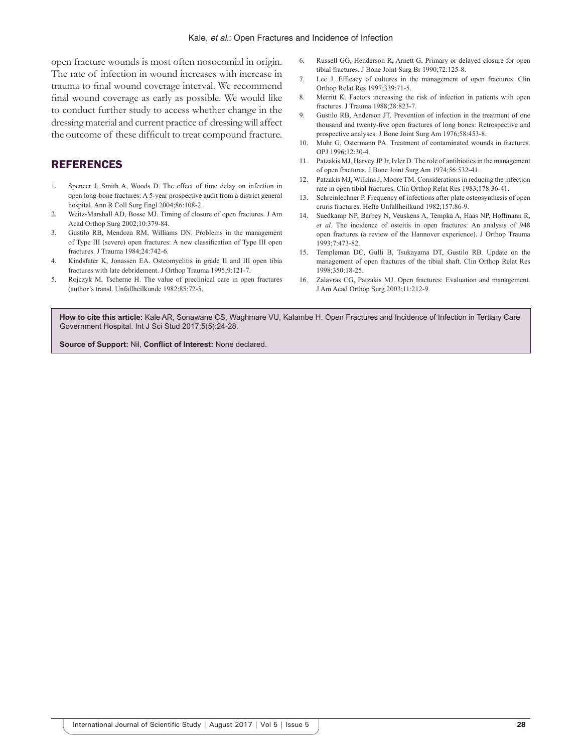open fracture wounds is most often nosocomial in origin. The rate of infection in wound increases with increase in trauma to final wound coverage interval. We recommend final wound coverage as early as possible. We would like to conduct further study to access whether change in the dressing material and current practice of dressing will affect the outcome of these difficult to treat compound fracture.

## REFERENCES

1. Spencer J, Smith A, Woods D. The effect of time delay on infection in open long-bone fractures: A 5-year prospective audit from a district general hospital. Ann R Coll Surg Engl 2004;86:108-2.
2. Weitz-Marshall AD, Bosse MJ. Timing of closure of open fractures. J Am Acad Orthop Surg 2002;10:379-84.
3. Gustilo RB, Mendoza RM, Williams DN. Problems in the management of Type III (severe) open fractures: A new classification of Type III open fractures. J Trauma 1984;24:742-6.
4. Kindsfater K, Jonassen EA. Osteomyelitis in grade II and III open tibia fractures with late debridement. J Orthop Trauma 1995;9:121-7.
5. Rojczyk M, Tscherne H. The value of preclinical care in open fractures (author's transl. Unfallheilkunde 1982;85:72-5.
6. Russell GG, Henderson R, Arnett G. Primary or delayed closure for open tibial fractures. J Bone Joint Surg Br 1990;72:125-8.
7. Lee J. Efficacy of cultures in the management of open fractures. Clin Orthop Relat Res 1997;339:71-5.
8. Merritt K. Factors increasing the risk of infection in patients with open fractures. J Trauma 1988;28:823-7.
9. Gustilo RB, Anderson JT. Prevention of infection in the treatment of one thousand and twenty-five open fractures of long bones: Retrospective and prospective analyses. J Bone Joint Surg Am 1976;58:453-8.
10. Muhr G, Ostermann PA. Treatment of contaminated wounds in fractures. OPJ 1996;12:30-4.
11. Patzakis MJ, Harvey JP Jr, Ivler D. The role of antibiotics in the management of open fractures. J Bone Joint Surg Am 1974;56:532-41.
12. Patzakis MJ, Wilkins J, Moore TM. Considerations in reducing the infection rate in open tibial fractures. Clin Orthop Relat Res 1983;178:36-41.
13. Schreinlechner P. Frequency of infections after plate osteosynthesis of open cruris fractures. Hefte Unfallheilkund 1982;157:86-9.
14. Suedkamp NP, Barbey N, Veuskens A, Tempka A, Haas NP, Hoffmann R, *et al.* The incidence of osteitis in open fractures: An analysis of 948 open fractures (a review of the Hannover experience). J Orthop Trauma 1993;7:473-82.
15. Templeman DC, Gulli B, Tsukayama DT, Gustilo RB. Update on the management of open fractures of the tibial shaft. Clin Orthop Relat Res 1998;350:18-25.
16. Zalavras CG, Patzakis MJ. Open fractures: Evaluation and management. J Am Acad Orthop Surg 2003;11:212-9.

**How to cite this article:** Kale AR, Sonawane CS, Waghmare VU, Kalambe H. Open Fractures and Incidence of Infection in Tertiary Care Government Hospital. Int J Sci Stud 2017;5(5):24-28.

**Source of Support:** Nil, **Conflict of Interest:** None declared.